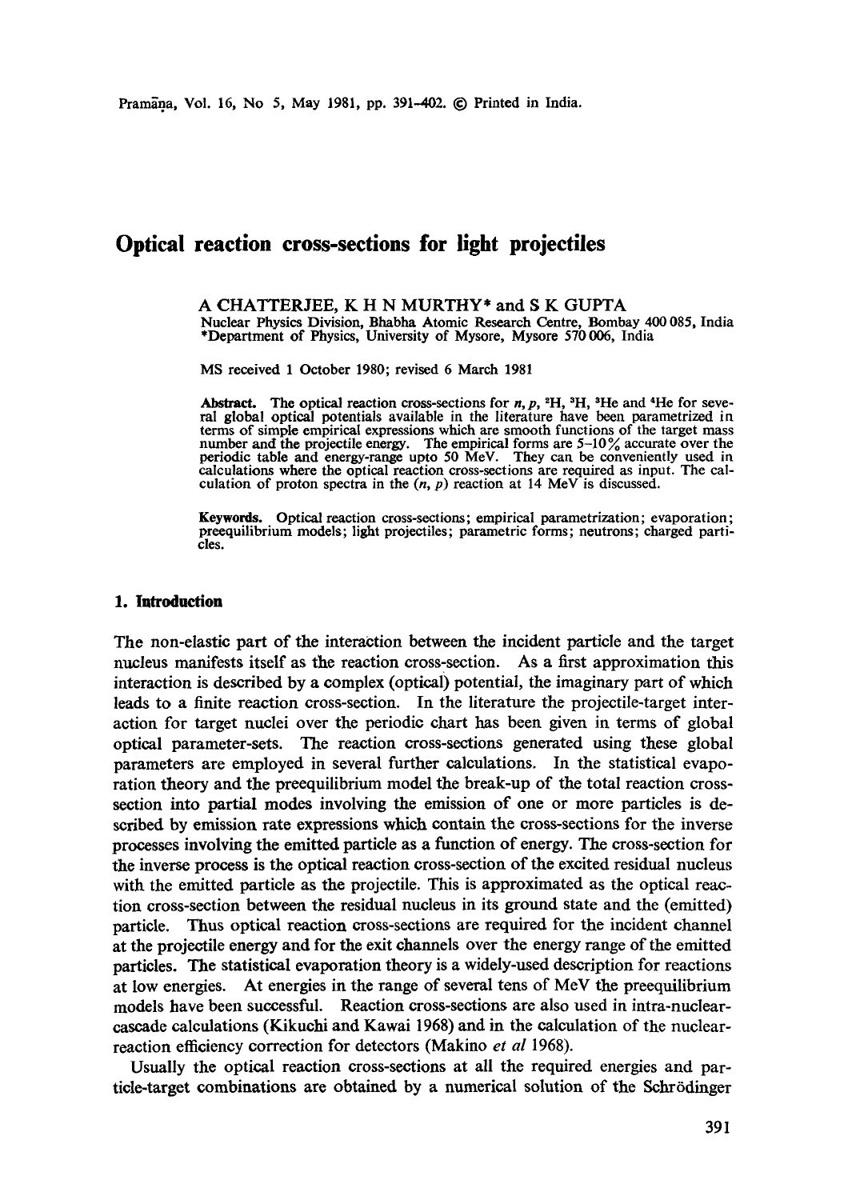# Optical reaction cross-sections for light projectiles

A CHATTERJEE, K H N MURTHY* and S K GUPTA

Nuclear Physics Division, Bhabha Atomic Research Centre, Bombay 400 085, India
*Department of Physics, University of Mysore, Mysore 570 006, India

MS received 1 October 1980; revised 6 March 1981

**Abstract.** The optical reaction cross-sections for $n$, $p$, $^2H$, $^3H$, $^3He$ and $^4He$ for several global optical potentials available in the literature have been parametrized in terms of simple empirical expressions which are smooth functions of the target mass number and the projectile energy. The empirical forms are 5–10% accurate over the periodic table and energy-range upto 50 MeV. They can be conveniently used in calculations where the optical reaction cross-sections are required as input. The calculation of proton spectra in the $(n, p)$ reaction at 14 MeV is discussed.

**Keywords.** Optical reaction cross-sections; empirical parametrization; evaporation; preequilibrium models; light projectiles; parametric forms; neutrons; charged particles.

## 1. Introduction

The non-elastic part of the interaction between the incident particle and the target nucleus manifests itself as the reaction cross-section. As a first approximation this interaction is described by a complex (optical) potential, the imaginary part of which leads to a finite reaction cross-section. In the literature the projectile-target interaction for target nuclei over the periodic chart has been given in terms of global optical parameter-sets. The reaction cross-sections generated using these global parameters are employed in several further calculations. In the statistical evaporation theory and the preequilibrium model the break-up of the total reaction cross-section into partial modes involving the emission of one or more particles is described by emission rate expressions which contain the cross-sections for the inverse processes involving the emitted particle as a function of energy. The cross-section for the inverse process is the optical reaction cross-section of the excited residual nucleus with the emitted particle as the projectile. This is approximated as the optical reaction cross-section between the residual nucleus in its ground state and the (emitted) particle. Thus optical reaction cross-sections are required for the incident channel at the projectile energy and for the exit channels over the energy range of the emitted particles. The statistical evaporation theory is a widely-used description for reactions at low energies. At energies in the range of several tens of MeV the preequilibrium models have been successful. Reaction cross-sections are also used in intra-nuclear-cascade calculations (Kikuchi and Kawai 1968) and in the calculation of the nuclear-reaction efficiency correction for detectors (Makino *et al* 1968).

Usually the optical reaction cross-sections at all the required energies and particle-target combinations are obtained by a numerical solution of the Schrödinger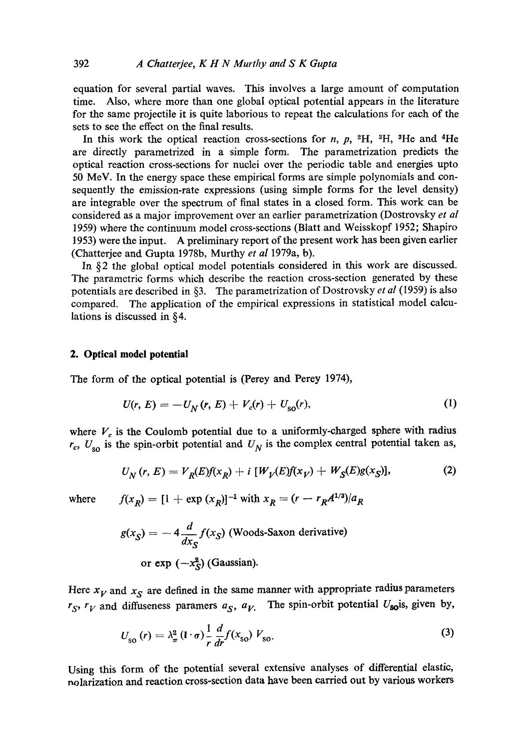equation for several partial waves. This involves a large amount of computation time. Also, where more than one global optical potential appears in the literature for the same projectile it is quite laborious to repeat the calculations for each of the sets to see the effect on the final results.

In this work the optical reaction cross-sections for $n$, $p$, $^2H$, $^3H$, $^3He$ and $^4He$ are directly parametrized in a simple form. The parametrization predicts the optical reaction cross-sections for nuclei over the periodic table and energies upto 50 MeV. In the energy space these empirical forms are simple polynomials and consequently the emission-rate expressions (using simple forms for the level density) are integrable over the spectrum of final states in a closed form. This work can be considered as a major improvement over an earlier parametrization (Dostrovsky *et al* 1959) where the continuum model cross-sections (Blatt and Weisskopf 1952; Shapiro 1953) were the input. A preliminary report of the present work has been given earlier (Chatterjee and Gupta 1978b, Murthy *et al* 1979a, b).

In §2 the global optical model potentials considered in this work are discussed. The parametric forms which describe the reaction cross-section generated by these potentials are described in §3. The parametrization of Dostrovsky *et al* (1959) is also compared. The application of the empirical expressions in statistical model calculations is discussed in §4.

## 2. Optical model potential

The form of the optical potential is (Perey and Perey 1974),

$$U(r, E) = -U_N(r, E) + V_c(r) + U_{so}(r), \tag{1}$$

where $V_c$ is the Coulomb potential due to a uniformly-charged sphere with radius $r_c$, $U_{so}$ is the spin-orbit potential and $U_N$ is the complex central potential taken as,

$$U_N(r, E) = V_R(E) f(x_R) + i\,[W_V(E) f(x_V) + W_S(E) g(x_S)], \tag{2}$$

where $f(x_R) = [1 + \exp(x_R)]^{-1}$ with $x_R = (r - r_R A^{1/3})/a_R$

$$g(x_S) = -4\frac{d}{dx_S} f(x_S) \text{ (Woods-Saxon derivative)}$$

$$\text{or } \exp(-x_S^2) \text{ (Gaussian).}$$

Here $x_V$ and $x_S$ are defined in the same manner with appropriate radius parameters $r_S$, $r_V$ and diffuseness paramers $a_S$, $a_V$. The spin-orbit potential $U_{so}$is, given by,

$$U_{so}(r) = \lambda_\pi^2 (\mathbf{l} \cdot \sigma) \frac{1}{r} \frac{d}{dr} f(x_{so}) V_{so}. \tag{3}$$

Using this form of the potential several extensive analyses of differential elastic, polarization and reaction cross-section data have been carried out by various workers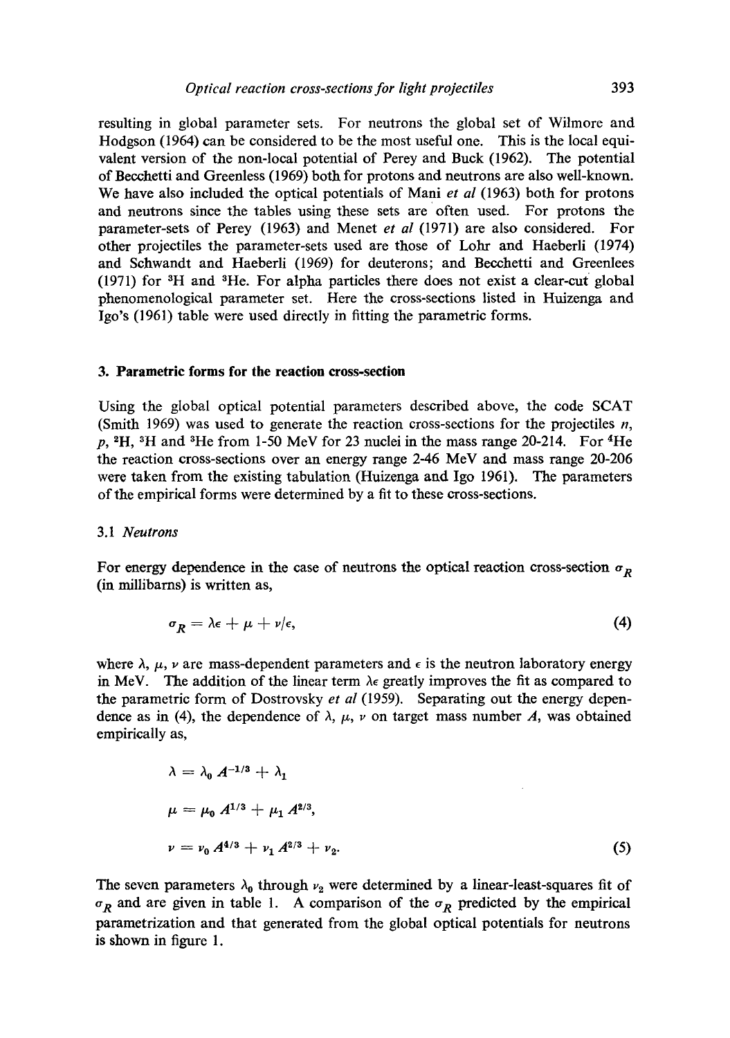resulting in global parameter sets. For neutrons the global set of Wilmore and Hodgson (1964) can be considered to be the most useful one. This is the local equivalent version of the non-local potential of Perey and Buck (1962). The potential of Becchetti and Greenless (1969) both for protons and neutrons are also well-known. We have also included the optical potentials of Mani *et al* (1963) both for protons and neutrons since the tables using these sets are often used. For protons the parameter-sets of Perey (1963) and Menet *et al* (1971) are also considered. For other projectiles the parameter-sets used are those of Lohr and Haeberli (1974) and Schwandt and Haeberli (1969) for deuterons; and Becchetti and Greenlees (1971) for $^3$H and $^3$He. For alpha particles there does not exist a clear-cut global phenomenological parameter set. Here the cross-sections listed in Huizenga and Igo's (1961) table were used directly in fitting the parametric forms.

## 3. Parametric forms for the reaction cross-section

Using the global optical potential parameters described above, the code SCAT (Smith 1969) was used to generate the reaction cross-sections for the projectiles $n$, $p$, $^2$H, $^3$H and $^3$He from 1-50 MeV for 23 nuclei in the mass range 20-214. For $^4$He the reaction cross-sections over an energy range 2-46 MeV and mass range 20-206 were taken from the existing tabulation (Huizenga and Igo 1961). The parameters of the empirical forms were determined by a fit to these cross-sections.

### 3.1 *Neutrons*

For energy dependence in the case of neutrons the optical reaction cross-section $\sigma_R$ (in millibarns) is written as,

$$\sigma_R = \lambda\epsilon + \mu + \nu/\epsilon, \tag{4}$$

where $\lambda$, $\mu$, $\nu$ are mass-dependent parameters and $\epsilon$ is the neutron laboratory energy in MeV. The addition of the linear term $\lambda\epsilon$ greatly improves the fit as compared to the parametric form of Dostrovsky *et al* (1959). Separating out the energy dependence as in (4), the dependence of $\lambda$, $\mu$, $\nu$ on target mass number $A$, was obtained empirically as,

$$\begin{aligned}
\lambda &= \lambda_0 A^{-1/3} + \lambda_1 \\
\mu &= \mu_0 A^{1/3} + \mu_1 A^{2/3}, \\
\nu &= \nu_0 A^{4/3} + \nu_1 A^{2/3} + \nu_2.
\end{aligned} \tag{5}$$

The seven parameters $\lambda_0$ through $\nu_2$ were determined by a linear-least-squares fit of $\sigma_R$ and are given in table 1. A comparison of the $\sigma_R$ predicted by the empirical parametrization and that generated from the global optical potentials for neutrons is shown in figure 1.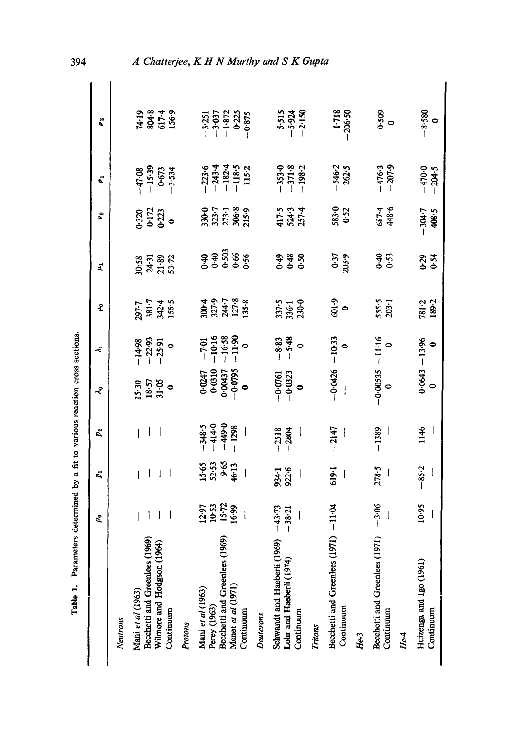Table 1. Parameters determined by a fit to various reaction cross sections.

| | $p_0$ | $p_1$ | $p_2$ | $\lambda_0$ | $\lambda_1$ | $\mu_0$ | $\mu_1$ | $\nu_0$ | $\nu_1$ | $\nu_2$ |
|---|---|---|---|---|---|---|---|---|---|---|
| *Neutrons* | | | | | | | | | | |
| Mani *et al* (1963) | — | — | — | 15·30 | −14·98 | 297·7 | 30·58 | 0·320 | −47·08 | 74·19 |
| Becchetti and Greenlees (1969) | — | — | — | 18·57 | −22·93 | 381·7 | 24·31 | 0·172 | −15·39 | 804·8 |
| Wilmore and Hodgson (1964) | — | — | — | 31·05 | −25·91 | 342·4 | 21·89 | 0·223 | 0·673 | 617·4 |
| Continuum | — | — | — | 0 | 0 | 155·5 | 53·72 | 0 | −3·534 | 156·9 |
| *Protons* | | | | | | | | | | |
| Mani *et al* (1963) | 12·97 | 15·65 | −348·5 | 0·0247 | −7·01 | 300·4 | 0·40 | 330·0 | −223·6 | −3·251 |
| Perey (1963) | 10·53 | 52·53 | −414·0 | 0·0310 | −10·16 | 327·9 | 0·40 | 323·7 | −243·4 | −3·037 |
| Becchetti and Greenlees (1969) | 15·72 | 9·65 | −449·0 | 0·00437 | −16·58 | 244·7 | 0·503 | 273·1 | −182·4 | −1·872 |
| Menet *et al* (1971) | 16·99 | 46·13 | −1298 | −0·0795 | −11·90 | 127·8 | 0·66 | 306·8 | −118·5 | 0·225 |
| Continuum | — | — | — | 0 | 0 | 135·8 | 0·56 | 215·9 | −115·2 | −0·875 |
| *Deuterons* | | | | | | | | | | |
| Schwandt and Haeberli (1969) | −43·73 | 934·1 | −2518 | −0·0761 | −8·83 | 337·5 | 0·49 | 417·5 | −353·0 | 5·515 |
| Lohr and Haeberli (1974) | −38·21 | 922·6 | −2804 | −0·0323 | −5·48 | 336·1 | 0·48 | 524·3 | −371·8 | −5·924 |
| Continuum | — | — | — | 0 | 0 | 230·0 | 0·50 | 257·4 | −198·2 | −2·150 |
| *Tritons* | | | | | | | | | | |
| Becchetti and Greenlees (1971) | −11·04 | 619·1 | −2147 | −0·0426 | −10·33 | 601·9 | 0·37 | 583·0 | −546·2 | 1·718 |
| Continuum | — | — | — | — | 0 | 0 | 203·9 | 0·52 | 262·5 | −206·50 |
| *He-3* | | | | | | | | | | |
| Becchetti and Greenlees (1971) | −3·06 | 278·5 | −1389 | −0·00535 | −11·16 | 555·5 | 0·40 | 687·4 | −476·3 | 0·509 |
| Continuum | — | — | — | 0 | 0 | 203·1 | 0·53 | 448·6 | −207·9 | 0 |
| *He-4* | | | | | | | | | | |
| Huizenga and Igo (1961) | 10·95 | −85·2 | 1146 | 0·0643 | −13·96 | 781·2 | 0·29 | −304·7 | −470·0 | −8·580 |
| Continuum | — | — | — | 0 | 0 | 189·2 | 0·54 | 408·5 | −204·5 | 0 |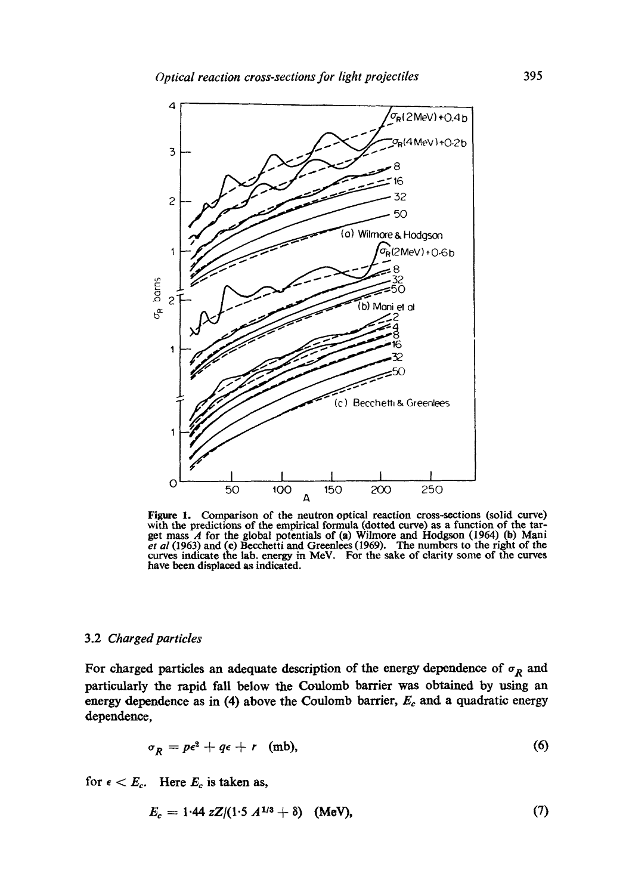Figure 1. Comparison of the neutron optical reaction cross-sections (solid curve) with the predictions of the empirical formula (dotted curve) as a function of the target mass $A$ for the global potentials of (a) Wilmore and Hodgson (1964) (b) Mani *et al* (1963) and (c) Becchetti and Greenlees (1969). The numbers to the right of the curves indicate the lab. energy in MeV. For the sake of clarity some of the curves have been displaced as indicated.

### 3.2 *Charged particles*

For charged particles an adequate description of the energy dependence of $\sigma_R$ and particularly the rapid fall below the Coulomb barrier was obtained by using an energy dependence as in (4) above the Coulomb barrier, $E_c$ and a quadratic energy dependence,

$$\sigma_R = p\epsilon^2 + q\epsilon + r \quad \text{(mb)}, \tag{6}$$

for $\epsilon < E_c$. Here $E_c$ is taken as,

$$E_c = 1{\cdot}44\, zZ/(1{\cdot}5\, A^{1/3} + \delta) \quad \text{(MeV)}, \tag{7}$$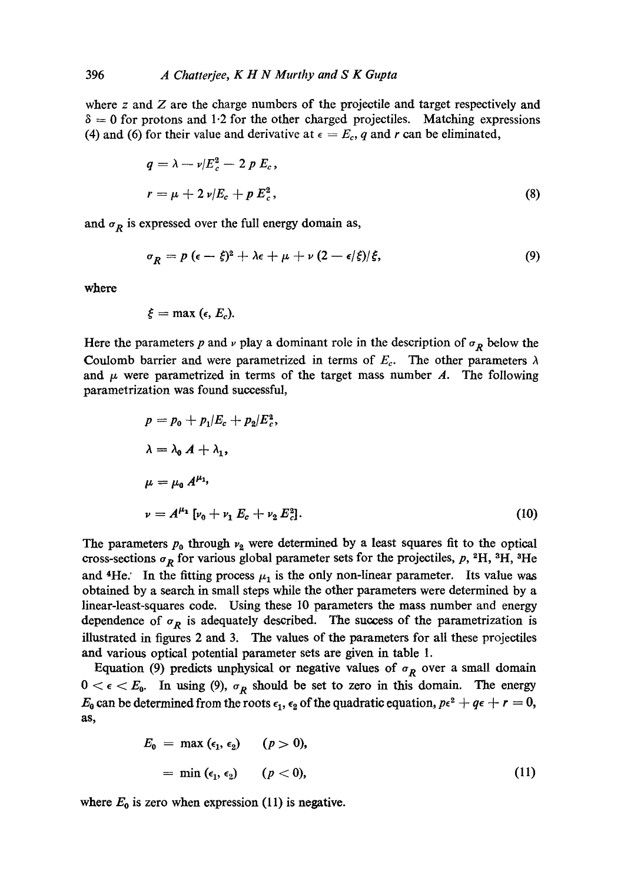where $z$ and $Z$ are the charge numbers of the projectile and target respectively and $\delta = 0$ for protons and 1·2 for the other charged projectiles. Matching expressions (4) and (6) for their value and derivative at $\epsilon = E_c$, $q$ and $r$ can be eliminated,

$$q = \lambda - \nu/E_c^2 - 2\,p\,E_c,$$

$$r = \mu + 2\,\nu/E_c + p\,E_c^2, \tag{8}$$

and $\sigma_R$ is expressed over the full energy domain as,

$$\sigma_R = p\,(\epsilon - \xi)^2 + \lambda\epsilon + \mu + \nu\,(2 - \epsilon/\xi)/\xi, \tag{9}$$

where

$$\xi = \max\,(\epsilon, E_c).$$

Here the parameters $p$ and $\nu$ play a dominant role in the description of $\sigma_R$ below the Coulomb barrier and were parametrized in terms of $E_c$. The other parameters $\lambda$ and $\mu$ were parametrized in terms of the target mass number $A$. The following parametrization was found successful,

$$p = p_0 + p_1/E_c + p_2/E_c^2,$$

$$\lambda = \lambda_0\,A + \lambda_1,$$

$$\mu = \mu_0\,A^{\mu_1},$$

$$\nu = A^{\mu_1}\,[\nu_0 + \nu_1\,E_c + \nu_2\,E_c^2]. \tag{10}$$

The parameters $p_0$ through $\nu_2$ were determined by a least squares fit to the optical cross-sections $\sigma_R$ for various global parameter sets for the projectiles, $p$, $^2H$, $^3H$, $^3He$ and $^4He$. In the fitting process $\mu_1$ is the only non-linear parameter. Its value was obtained by a search in small steps while the other parameters were determined by a linear-least-squares code. Using these 10 parameters the mass number and energy dependence of $\sigma_R$ is adequately described. The success of the parametrization is illustrated in figures 2 and 3. The values of the parameters for all these projectiles and various optical potential parameter sets are given in table 1.

Equation (9) predicts unphysical or negative values of $\sigma_R$ over a small domain $0 < \epsilon < E_0$. In using (9), $\sigma_R$ should be set to zero in this domain. The energy $E_0$ can be determined from the roots $\epsilon_1$, $\epsilon_2$ of the quadratic equation, $p\epsilon^2 + q\epsilon + r = 0$, as,

$$E_0 = \max\,(\epsilon_1, \epsilon_2) \qquad (p > 0),$$

$$\quad\;\; = \min\,(\epsilon_1, \epsilon_2) \qquad (p < 0), \tag{11}$$

where $E_0$ is zero when expression (11) is negative.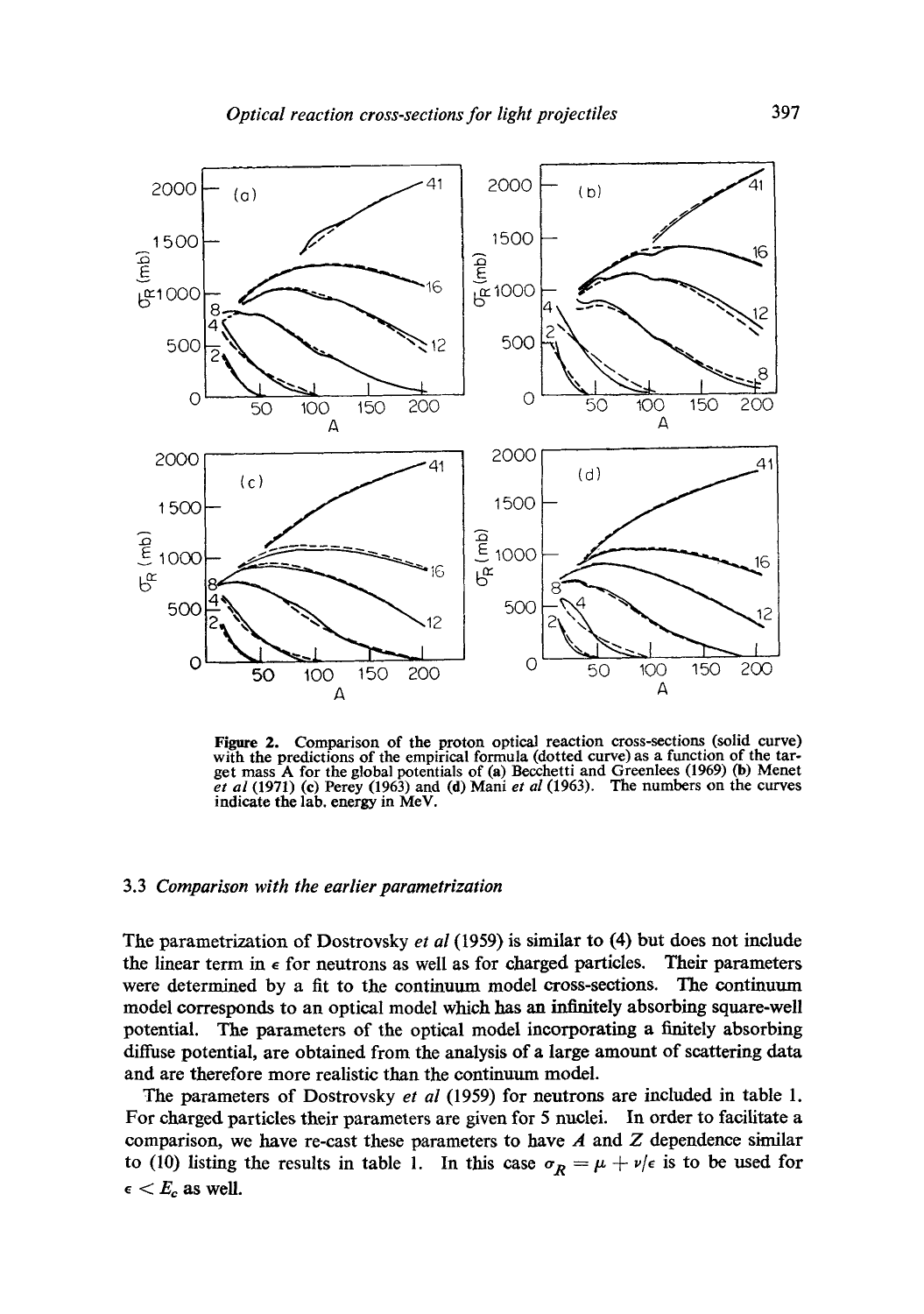Figure 2. Comparison of the proton optical reaction cross-sections (solid curve) with the predictions of the empirical formula (dotted curve) as a function of the target mass A for the global potentials of (a) Becchetti and Greenlees (1969) (b) Menet *et al* (1971) (c) Perey (1963) and (d) Mani *et al* (1963). The numbers on the curves indicate the lab. energy in MeV.

### 3.3 *Comparison with the earlier parametrization*

The parametrization of Dostrovsky *et al* (1959) is similar to (4) but does not include the linear term in $\epsilon$ for neutrons as well as for charged particles. Their parameters were determined by a fit to the continuum model cross-sections. The continuum model corresponds to an optical model which has an infinitely absorbing square-well potential. The parameters of the optical model incorporating a finitely absorbing diffuse potential, are obtained from the analysis of a large amount of scattering data and are therefore more realistic than the continuum model.

The parameters of Dostrovsky *et al* (1959) for neutrons are included in table 1. For charged particles their parameters are given for 5 nuclei. In order to facilitate a comparison, we have re-cast these parameters to have $A$ and $Z$ dependence similar to (10) listing the results in table 1. In this case $\sigma_R = \mu + \nu/\epsilon$ is to be used for $\epsilon < E_c$ as well.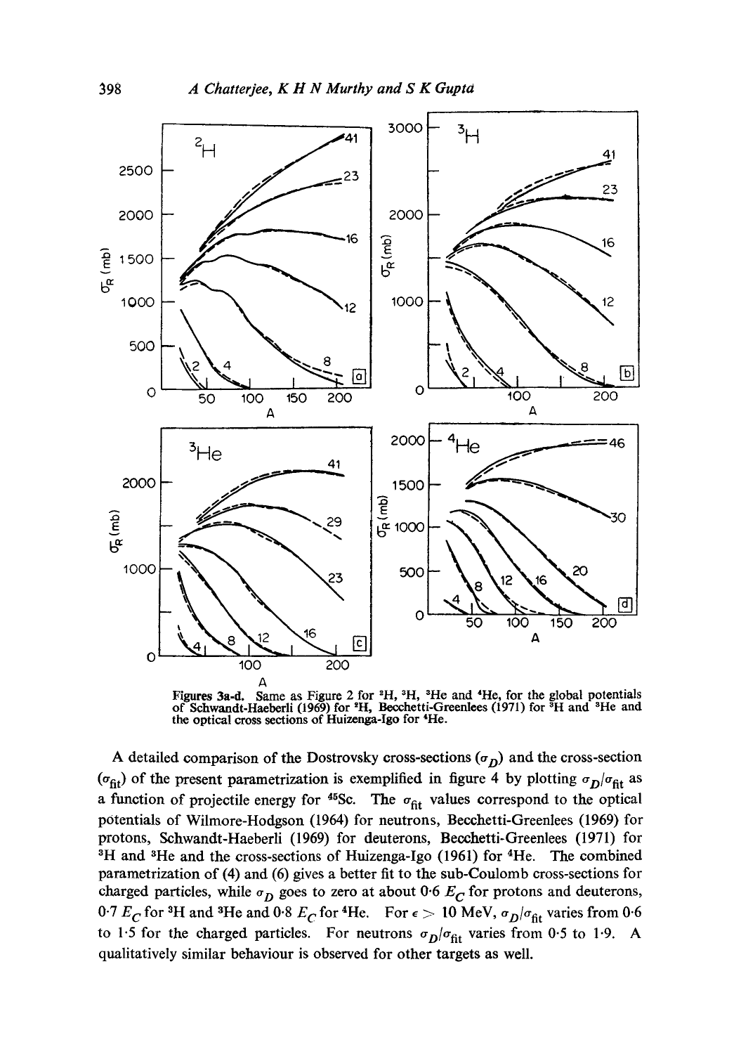Figures 3a-d. Same as Figure 2 for $^2$H, $^3$H, $^3$He and $^4$He, for the global potentials of Schwandt-Haeberli (1969) for $^2$H, Becchetti-Greenlees (1971) for $^3$H and $^3$He and the optical cross sections of Huizenga-Igo for $^4$He.

A detailed comparison of the Dostrovsky cross-sections ($\sigma_D$) and the cross-section ($\sigma_{\text{fit}}$) of the present parametrization is exemplified in figure 4 by plotting $\sigma_D/\sigma_{\text{fit}}$ as a function of projectile energy for $^{45}$Sc. The $\sigma_{\text{fit}}$ values correspond to the optical potentials of Wilmore-Hodgson (1964) for neutrons, Becchetti-Greenlees (1969) for protons, Schwandt-Haeberli (1969) for deuterons, Becchetti-Greenlees (1971) for $^3$H and $^3$He and the cross-sections of Huizenga-Igo (1961) for $^4$He. The combined parametrization of (4) and (6) gives a better fit to the sub-Coulomb cross-sections for charged particles, while $\sigma_D$ goes to zero at about 0·6 $E_C$ for protons and deuterons, 0·7 $E_C$ for $^3$H and $^3$He and 0·8 $E_C$ for $^4$He. For $\epsilon > 10$ MeV, $\sigma_D/\sigma_{\text{fit}}$ varies from 0·6 to 1·5 for the charged particles. For neutrons $\sigma_D/\sigma_{\text{fit}}$ varies from 0·5 to 1·9. A qualitatively similar behaviour is observed for other targets as well.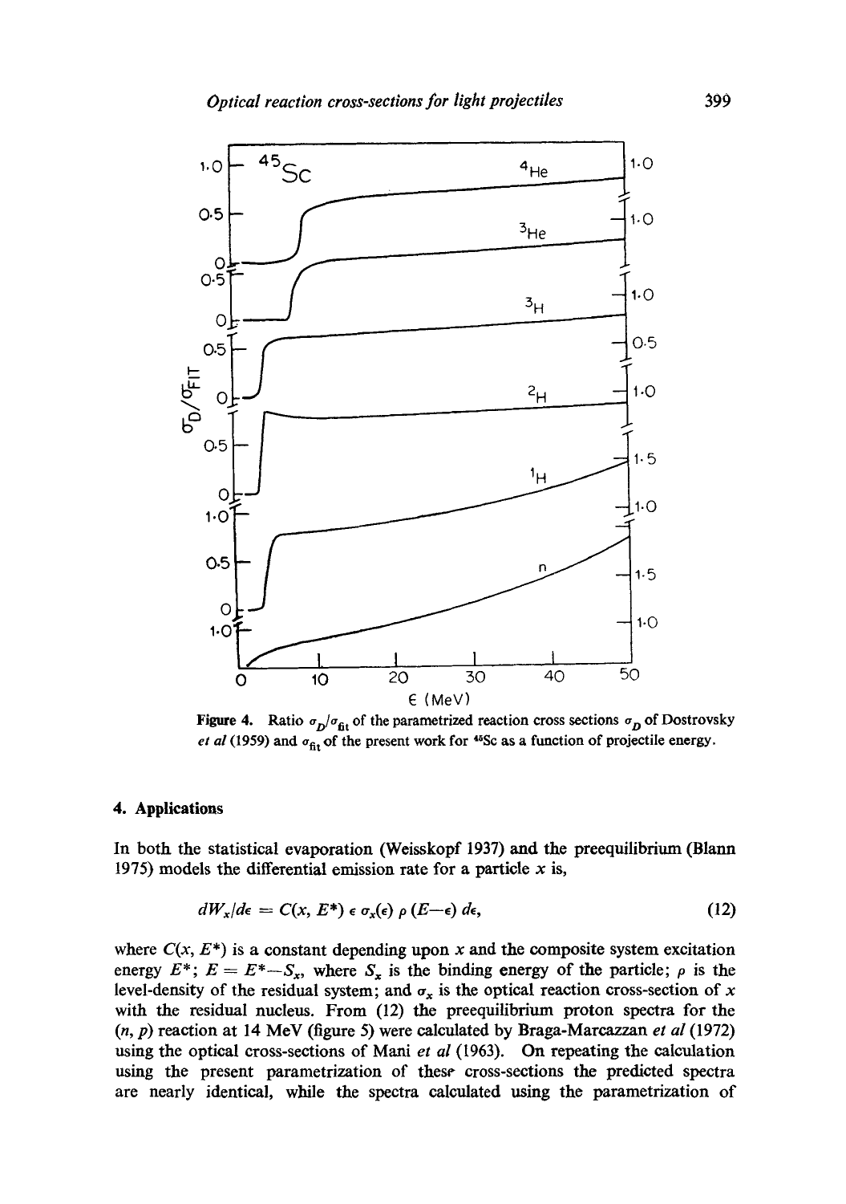**Figure 4.** Ratio $\sigma_D/\sigma_{fit}$ of the parametrized reaction cross sections $\sigma_D$ of Dostrovsky *et al* (1959) and $\sigma_{fit}$ of the present work for $^{45}Sc$ as a function of projectile energy.

## 4. Applications

In both the statistical evaporation (Weisskopf 1937) and the preequilibrium (Blann 1975) models the differential emission rate for a particle $x$ is,

$$dW_x/d\epsilon = C(x, E^*)\, \epsilon\, \sigma_x(\epsilon)\, \rho\,(E-\epsilon)\, d\epsilon, \tag{12}$$

where $C(x, E^*)$ is a constant depending upon $x$ and the composite system excitation energy $E^*$; $E = E^* - S_x$, where $S_x$ is the binding energy of the particle; $\rho$ is the level-density of the residual system; and $\sigma_x$ is the optical reaction cross-section of $x$ with the residual nucleus. From (12) the preequilibrium proton spectra for the $(n, p)$ reaction at 14 MeV (figure 5) were calculated by Braga-Marcazzan *et al* (1972) using the optical cross-sections of Mani *et al* (1963). On repeating the calculation using the present parametrization of these cross-sections the predicted spectra are nearly identical, while the spectra calculated using the parametrization of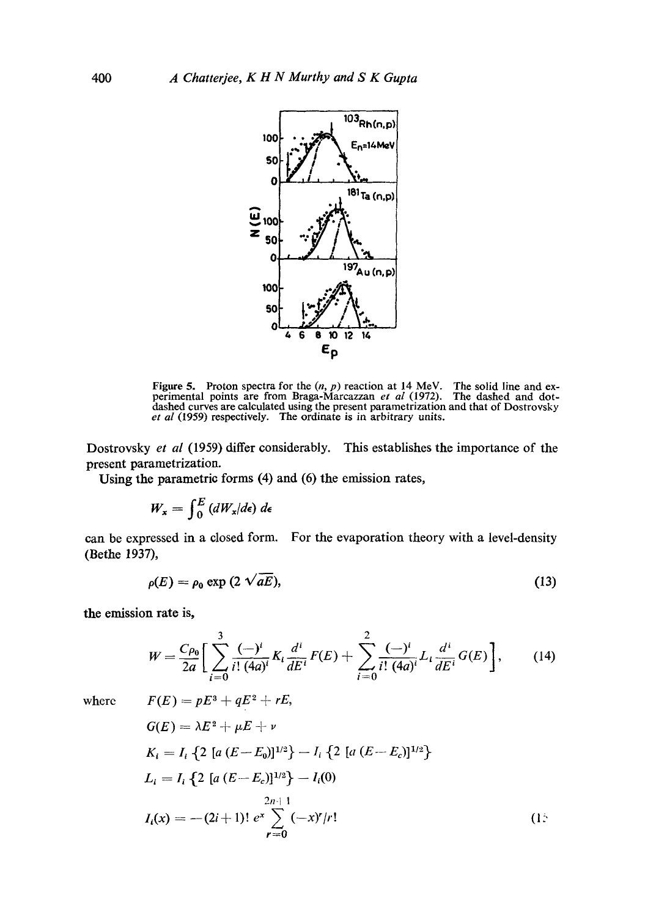Figure 5. Proton spectra for the $(n, p)$ reaction at 14 MeV. The solid line and experimental points are from Braga-Marcazzan *et al* (1972). The dashed and dot-dashed curves are calculated using the present parametrization and that of Dostrovsky *et al* (1959) respectively. The ordinate is in arbitrary units.

Dostrovsky *et al* (1959) differ considerably. This establishes the importance of the present parametrization.

Using the parametric forms (4) and (6) the emission rates,

$$W_x = \int_0^E (dW_x/d\epsilon)\, d\epsilon$$

can be expressed in a closed form. For the evaporation theory with a level-density (Bethe 1937),

$$\rho(E) = \rho_0 \exp(2\sqrt{aE}), \tag{13}$$

the emission rate is,

$$W = \frac{C\rho_0}{2a}\left[\sum_{i=0}^{3} \frac{(-)^i}{i!\,(4a)^i} K_i \frac{d^i}{dE^i} F(E) + \sum_{i=0}^{2} \frac{(-)^i}{i!\,(4a)^i} L_i \frac{d^i}{dE^i} G(E)\right], \tag{14}$$

where

$$F(E) = pE^3 + qE^2 + rE,$$

$$G(E) = \lambda E^2 + \mu E + \nu$$

$$K_i = I_i\{2[a(E-E_0)]^{1/2}\} - I_i\{2[a(E-E_c)]^{1/2}\}$$

$$L_i = I_i\{2[a(E-E_c)]^{1/2}\} - I_i(0)$$

$$I_i(x) = -(2i+1)!\, e^x \sum_{r=0}^{2n+1} (-x)^r/r! \tag{15}$$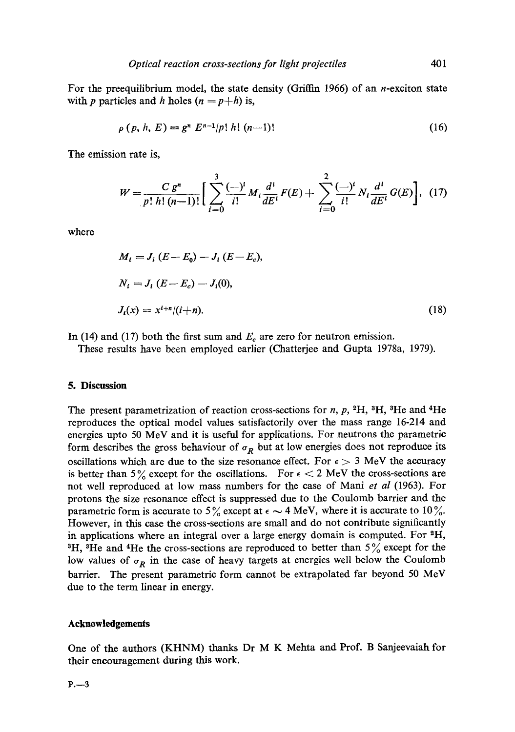For the preequilibrium model, the state density (Griffin 1966) of an $n$-exciton state with $p$ particles and $h$ holes ($n = p+h$) is,

$$\rho\,(p, h, E) = g^n\, E^{n-1}/p!\, h!\, (n-1)! \tag{16}$$

The emission rate is,

$$W = \frac{C\, g^n}{p!\, h!\, (n-1)!}\left[\sum_{i=0}^{3} \frac{(-)^i}{i!} M_i \frac{d^i}{dE^i} F(E) + \sum_{i=0}^{2} \frac{(-)^i}{i!} N_i \frac{d^i}{dE^i} G(E)\right], \tag{17}$$

where

$$M_i = J_i\,(E - E_0) - J_i\,(E - E_c),$$

$$N_i = J_i\,(E - E_c) - J_i(0),$$

$$J_i(x) = x^{i+n}/(i+n). \tag{18}$$

In (14) and (17) both the first sum and $E_c$ are zero for neutron emission.

These results have been employed earlier (Chatterjee and Gupta 1978a, 1979).

## 5. Discussion

The present parametrization of reaction cross-sections for $n$, $p$, $^2$H, $^3$H, $^3$He and $^4$He reproduces the optical model values satisfactorily over the mass range 16-214 and energies upto 50 MeV and it is useful for applications. For neutrons the parametric form describes the gross behaviour of $\sigma_R$ but at low energies does not reproduce its oscillations which are due to the size resonance effect. For $\epsilon > 3$ MeV the accuracy is better than 5% except for the oscillations. For $\epsilon < 2$ MeV the cross-sections are not well reproduced at low mass numbers for the case of Mani *et al* (1963). For protons the size resonance effect is suppressed due to the Coulomb barrier and the parametric form is accurate to 5% except at $\epsilon \sim 4$ MeV, where it is accurate to 10%. However, in this case the cross-sections are small and do not contribute significantly in applications where an integral over a large energy domain is computed. For $^2$H, $^3$H, $^3$He and $^4$He the cross-sections are reproduced to better than 5% except for the low values of $\sigma_R$ in the case of heavy targets at energies well below the Coulomb barrier. The present parametric form cannot be extrapolated far beyond 50 MeV due to the term linear in energy.

### Acknowledgements

One of the authors (KHNM) thanks Dr M K Mehta and Prof. B Sanjeevaiah for their encouragement during this work.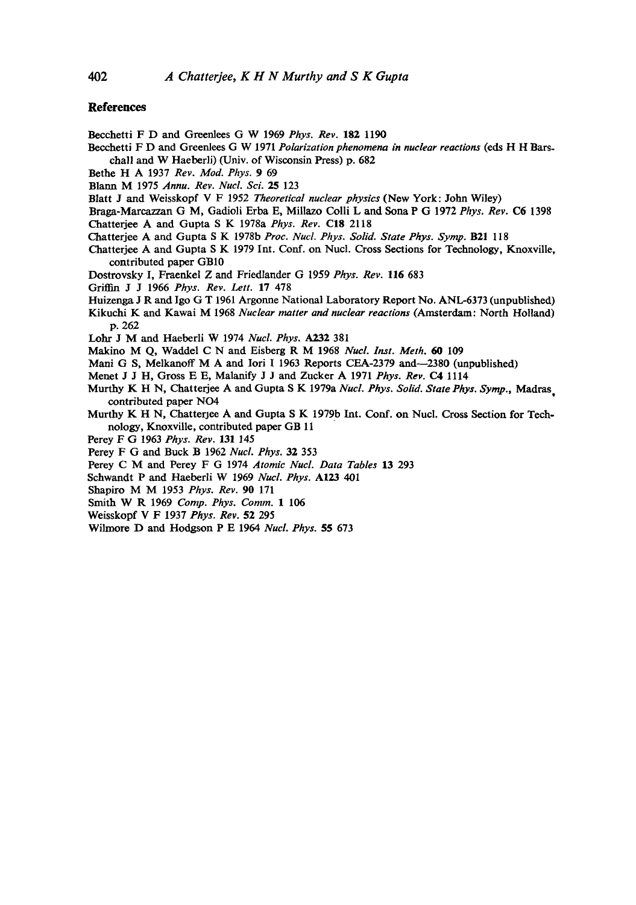## References

Becchetti F D and Greenlees G W 1969 *Phys. Rev.* **182** 1190

Becchetti F D and Greenlees G W 1971 *Polarization phenomena in nuclear reactions* (eds H H Barschall and W Haeberli) (Univ. of Wisconsin Press) p. 682

Bethe H A 1937 *Rev. Mod. Phys.* **9** 69

Blann M 1975 *Annu. Rev. Nucl. Sci.* **25** 123

Blatt J and Weisskopf V F 1952 *Theoretical nuclear physics* (New York: John Wiley)

Braga-Marcazzan G M, Gadioli Erba E, Millazo Colli L and Sona P G 1972 *Phys. Rev.* **C6** 1398

Chatterjee A and Gupta S K 1978a *Phys. Rev.* **C18** 2118

Chatterjee A and Gupta S K 1978b *Proc. Nucl. Phys. Solid. State Phys. Symp.* **B21** 118

Chatterjee A and Gupta S K 1979 Int. Conf. on Nucl. Cross Sections for Technology, Knoxville, contributed paper GB10

Dostrovsky I, Fraenkel Z and Friedlander G 1959 *Phys. Rev.* **116** 683

Griffin J J 1966 *Phys. Rev. Lett.* **17** 478

Huizenga J R and Igo G T 1961 Argonne National Laboratory Report No. ANL-6373 (unpublished)

Kikuchi K and Kawai M 1968 *Nuclear matter and nuclear reactions* (Amsterdam: North Holland) p. 262

Lohr J M and Haeberli W 1974 *Nucl. Phys.* **A232** 381

Makino M Q, Waddel C N and Eisberg R M 1968 *Nucl. Inst. Meth.* **60** 109

Mani G S, Melkanoff M A and Iori I 1963 Reports CEA-2379 and—2380 (unpublished)

Menet J J H, Gross E E, Malanify J J and Zucker A 1971 *Phys. Rev.* **C4** 1114

Murthy K H N, Chatterjee A and Gupta S K 1979a *Nucl. Phys. Solid. State Phys. Symp.*, Madras, contributed paper NO4

Murthy K H N, Chatterjee A and Gupta S K 1979b Int. Conf. on Nucl. Cross Section for Technology, Knoxville, contributed paper GB 11

Perey F G 1963 *Phys. Rev.* **131** 145

Perey F G and Buck B 1962 *Nucl. Phys.* **32** 353

Perey C M and Perey F G 1974 *Atomic Nucl. Data Tables* **13** 293

Schwandt P and Haeberli W 1969 *Nucl. Phys.* **A123** 401

Shapiro M M 1953 *Phys. Rev.* **90** 171

Smith W R 1969 *Comp. Phys. Comm.* **1** 106

Weisskopf V F 1937 *Phys. Rev.* **52** 295

Wilmore D and Hodgson P E 1964 *Nucl. Phys.* **55** 673